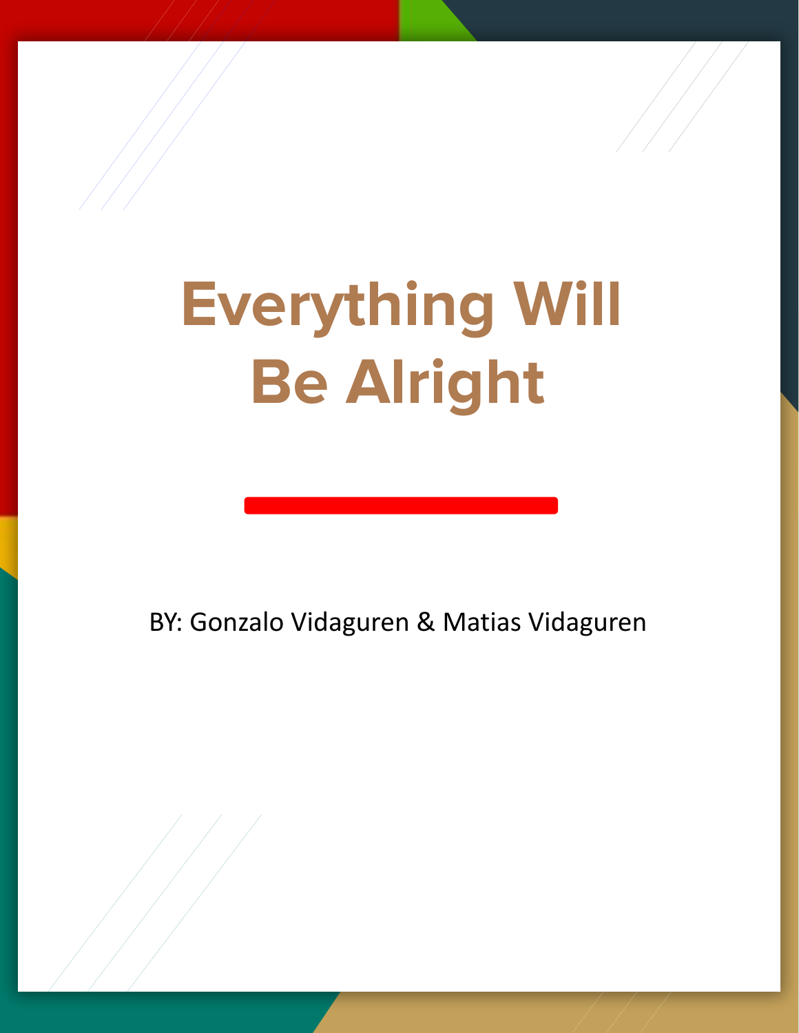# Everything Will Be Alright

BY: Gonzalo Vidaguren & Matias Vidaguren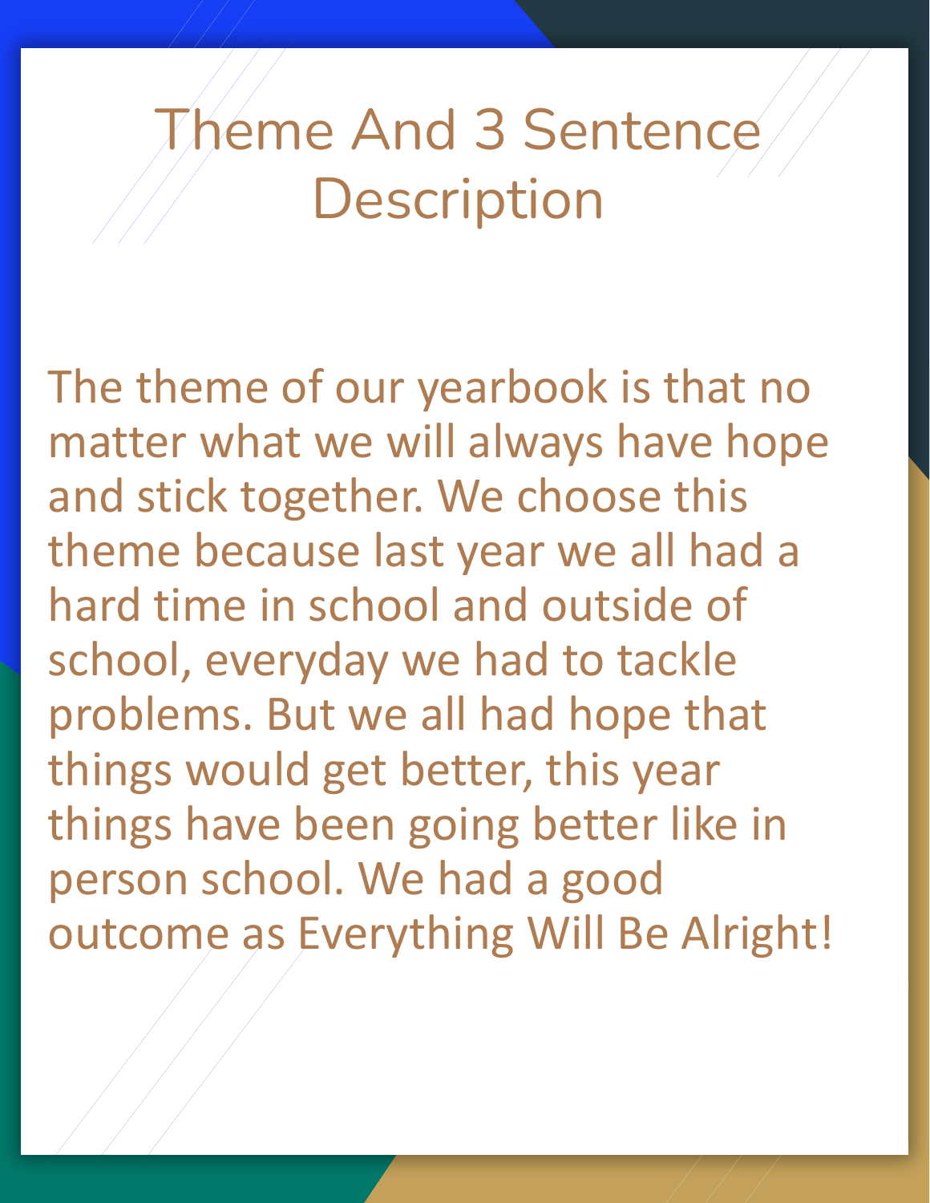# Theme And 3 Sentence Description

The theme of our yearbook is that no matter what we will always have hope and stick together. We choose this theme because last year we all had a hard time in school and outside of school, everyday we had to tackle problems. But we all had hope that things would get better, this year things have been going better like in person school. We had a good outcome as Everything Will Be Alright!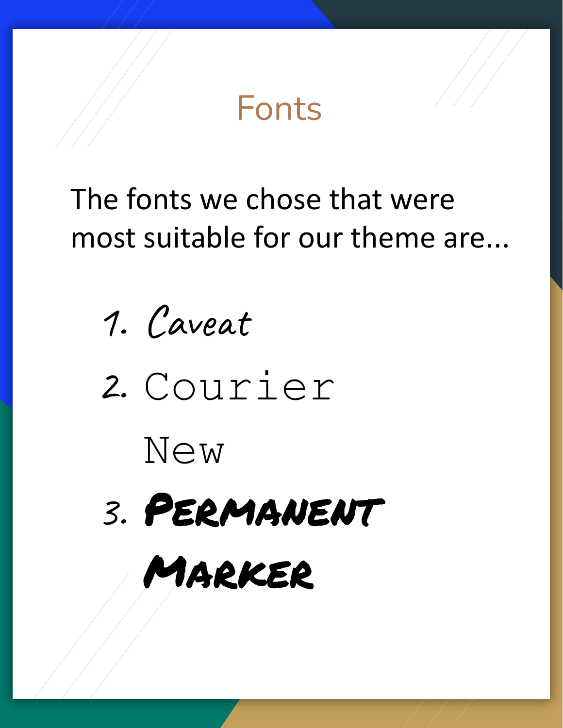# Fonts

The fonts we chose that were most suitable for our theme are...

1. Caveat
2. Courier New
3. Permanent Marker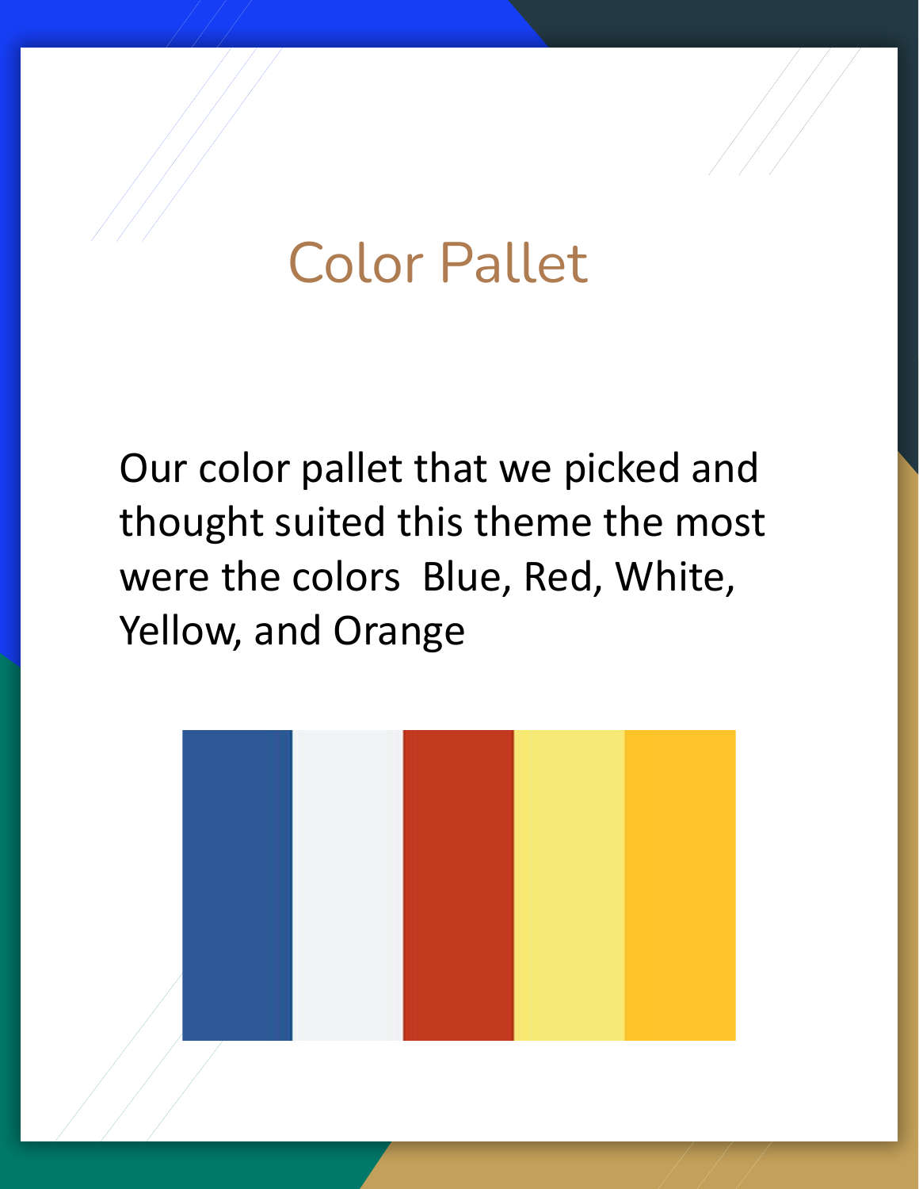# Color Pallet

Our color pallet that we picked and thought suited this theme the most were the colors  Blue, Red, White, Yellow, and Orange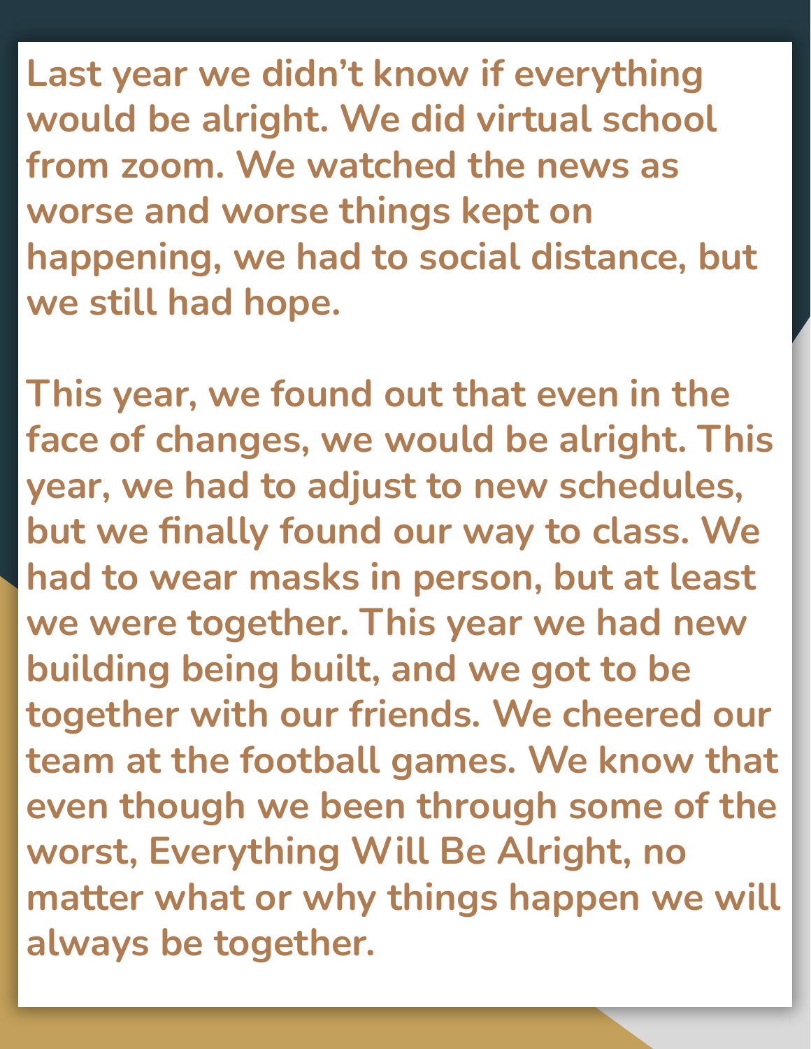Last year we didn't know if everything would be alright. We did virtual school from zoom. We watched the news as worse and worse things kept on happening, we had to social distance, but we still had hope.

This year, we found out that even in the face of changes, we would be alright. This year, we had to adjust to new schedules, but we finally found our way to class. We had to wear masks in person, but at least we were together. This year we had new building being built, and we got to be together with our friends. We cheered our team at the football games. We know that even though we been through some of the worst, Everything Will Be Alright, no matter what or why things happen we will always be together.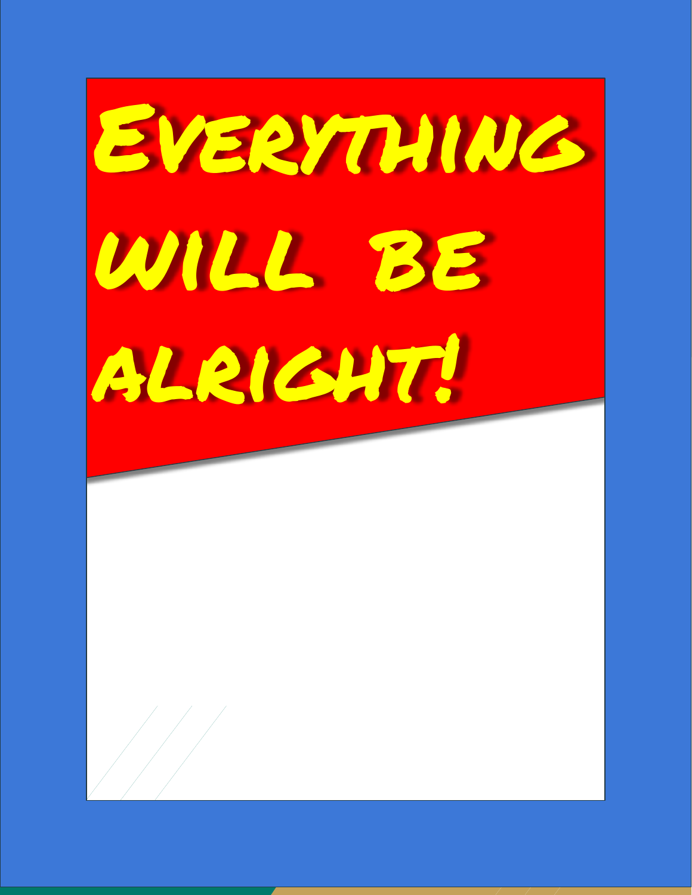# Everything will be alright!